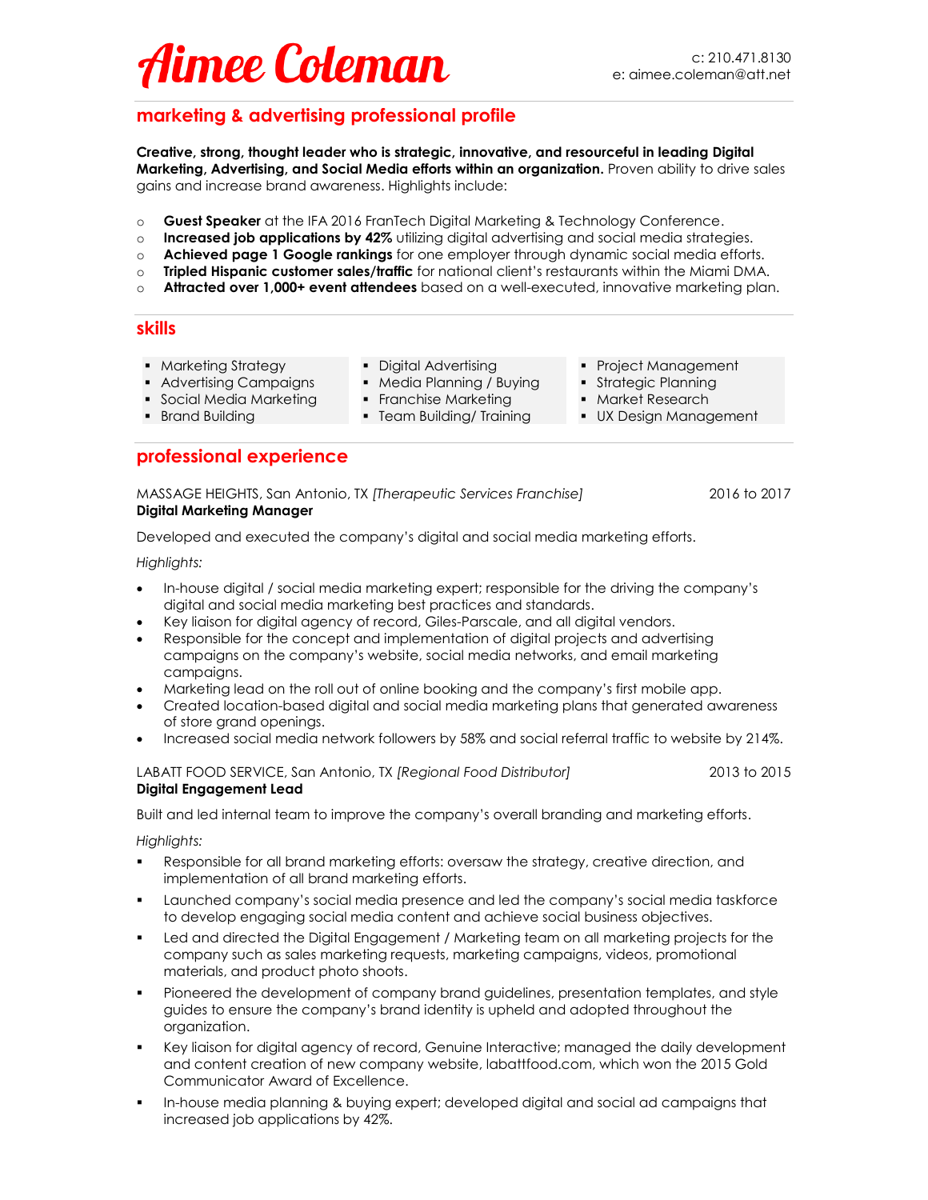# Aimee Coleman

c: 210.471.8130
e: aimee.coleman@att.net

## marketing & advertising professional profile

**Creative, strong, thought leader who is strategic, innovative, and resourceful in leading Digital Marketing, Advertising, and Social Media efforts within an organization.** Proven ability to drive sales gains and increase brand awareness. Highlights include:

- **Guest Speaker** at the IFA 2016 FranTech Digital Marketing & Technology Conference.
- **Increased job applications by 42%** utilizing digital advertising and social media strategies.
- **Achieved page 1 Google rankings** for one employer through dynamic social media efforts.
- **Tripled Hispanic customer sales/traffic** for national client's restaurants within the Miami DMA.
- **Attracted over 1,000+ event attendees** based on a well-executed, innovative marketing plan.

## skills

- Marketing Strategy
- Advertising Campaigns
- Social Media Marketing
- Brand Building
- Digital Advertising
- Media Planning / Buying
- Franchise Marketing
- Team Building/ Training
- Project Management
- Strategic Planning
- Market Research
- UX Design Management

## professional experience

MASSAGE HEIGHTS, San Antonio, TX *[Therapeutic Services Franchise]* 2016 to 2017
**Digital Marketing Manager**

Developed and executed the company's digital and social media marketing efforts.

*Highlights:*

- In-house digital / social media marketing expert; responsible for the driving the company's digital and social media marketing best practices and standards.
- Key liaison for digital agency of record, Giles-Parscale, and all digital vendors.
- Responsible for the concept and implementation of digital projects and advertising campaigns on the company's website, social media networks, and email marketing campaigns.
- Marketing lead on the roll out of online booking and the company's first mobile app.
- Created location-based digital and social media marketing plans that generated awareness of store grand openings.
- Increased social media network followers by 58% and social referral traffic to website by 214%.

LABATT FOOD SERVICE, San Antonio, TX *[Regional Food Distributor]* 2013 to 2015
**Digital Engagement Lead**

Built and led internal team to improve the company's overall branding and marketing efforts.

*Highlights:*

- Responsible for all brand marketing efforts: oversaw the strategy, creative direction, and implementation of all brand marketing efforts.
- Launched company's social media presence and led the company's social media taskforce to develop engaging social media content and achieve social business objectives.
- Led and directed the Digital Engagement / Marketing team on all marketing projects for the company such as sales marketing requests, marketing campaigns, videos, promotional materials, and product photo shoots.
- Pioneered the development of company brand guidelines, presentation templates, and style guides to ensure the company's brand identity is upheld and adopted throughout the organization.
- Key liaison for digital agency of record, Genuine Interactive; managed the daily development and content creation of new company website, labattfood.com, which won the 2015 Gold Communicator Award of Excellence.
- In-house media planning & buying expert; developed digital and social ad campaigns that increased job applications by 42%.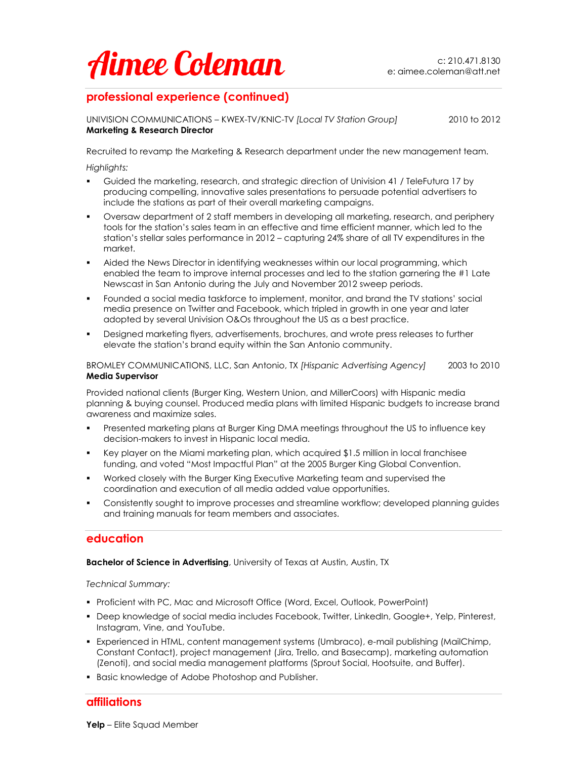# Aimee Coleman

c: 210.471.8130
e: aimee.coleman@att.net

## professional experience (continued)

UNIVISION COMMUNICATIONS – KWEX-TV/KNIC-TV *[Local TV Station Group]* 2010 to 2012
**Marketing & Research Director**

Recruited to revamp the Marketing & Research department under the new management team.

*Highlights:*

- Guided the marketing, research, and strategic direction of Univision 41 / TeleFutura 17 by producing compelling, innovative sales presentations to persuade potential advertisers to include the stations as part of their overall marketing campaigns.
- Oversaw department of 2 staff members in developing all marketing, research, and periphery tools for the station's sales team in an effective and time efficient manner, which led to the station's stellar sales performance in 2012 – capturing 24% share of all TV expenditures in the market.
- Aided the News Director in identifying weaknesses within our local programming, which enabled the team to improve internal processes and led to the station garnering the #1 Late Newscast in San Antonio during the July and November 2012 sweep periods.
- Founded a social media taskforce to implement, monitor, and brand the TV stations' social media presence on Twitter and Facebook, which tripled in growth in one year and later adopted by several Univision O&Os throughout the US as a best practice.
- Designed marketing flyers, advertisements, brochures, and wrote press releases to further elevate the station's brand equity within the San Antonio community.

BROMLEY COMMUNICATIONS, LLC, San Antonio, TX *[Hispanic Advertising Agency]* 2003 to 2010
**Media Supervisor**

Provided national clients (Burger King, Western Union, and MillerCoors) with Hispanic media planning & buying counsel. Produced media plans with limited Hispanic budgets to increase brand awareness and maximize sales.

- Presented marketing plans at Burger King DMA meetings throughout the US to influence key decision-makers to invest in Hispanic local media.
- Key player on the Miami marketing plan, which acquired $1.5 million in local franchisee funding, and voted "Most Impactful Plan" at the 2005 Burger King Global Convention.
- Worked closely with the Burger King Executive Marketing team and supervised the coordination and execution of all media added value opportunities.
- Consistently sought to improve processes and streamline workflow; developed planning guides and training manuals for team members and associates.

## education

**Bachelor of Science in Advertising**, University of Texas at Austin, Austin, TX

*Technical Summary:*

- Proficient with PC, Mac and Microsoft Office (Word, Excel, Outlook, PowerPoint)
- Deep knowledge of social media includes Facebook, Twitter, LinkedIn, Google+, Yelp, Pinterest, Instagram, Vine, and YouTube.
- Experienced in HTML, content management systems (Umbraco), e-mail publishing (MailChimp, Constant Contact), project management (Jira, Trello, and Basecamp), marketing automation (Zenoti), and social media management platforms (Sprout Social, Hootsuite, and Buffer).
- Basic knowledge of Adobe Photoshop and Publisher.

## affiliations

**Yelp** – Elite Squad Member